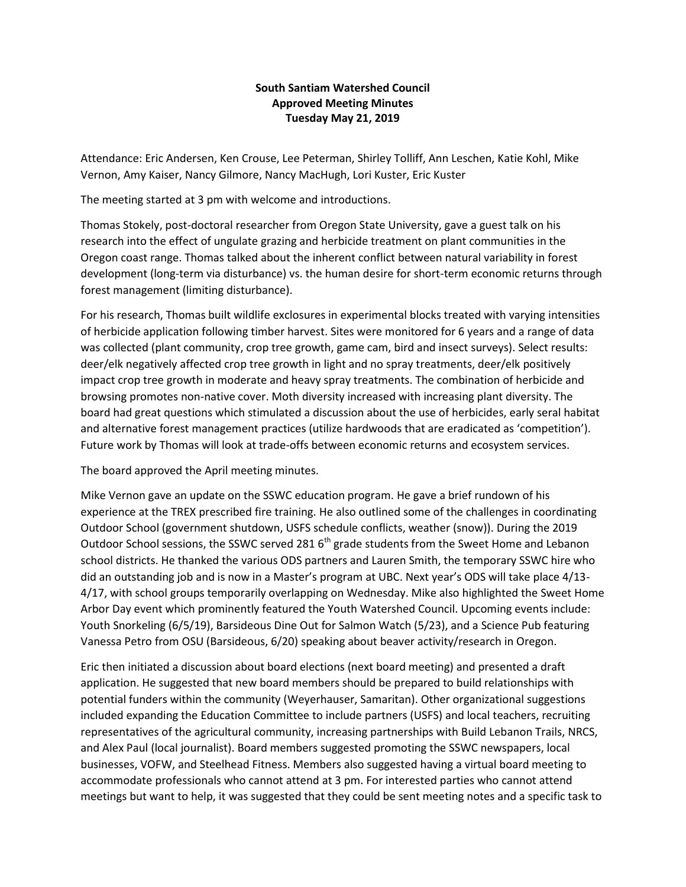**South Santiam Watershed Council**
**Approved Meeting Minutes**
**Tuesday May 21, 2019**

Attendance: Eric Andersen, Ken Crouse, Lee Peterman, Shirley Tolliff, Ann Leschen, Katie Kohl, Mike Vernon, Amy Kaiser, Nancy Gilmore, Nancy MacHugh, Lori Kuster, Eric Kuster

The meeting started at 3 pm with welcome and introductions.

Thomas Stokely, post-doctoral researcher from Oregon State University, gave a guest talk on his research into the effect of ungulate grazing and herbicide treatment on plant communities in the Oregon coast range. Thomas talked about the inherent conflict between natural variability in forest development (long-term via disturbance) vs. the human desire for short-term economic returns through forest management (limiting disturbance).

For his research, Thomas built wildlife exclosures in experimental blocks treated with varying intensities of herbicide application following timber harvest. Sites were monitored for 6 years and a range of data was collected (plant community, crop tree growth, game cam, bird and insect surveys). Select results: deer/elk negatively affected crop tree growth in light and no spray treatments, deer/elk positively impact crop tree growth in moderate and heavy spray treatments. The combination of herbicide and browsing promotes non-native cover. Moth diversity increased with increasing plant diversity. The board had great questions which stimulated a discussion about the use of herbicides, early seral habitat and alternative forest management practices (utilize hardwoods that are eradicated as 'competition'). Future work by Thomas will look at trade-offs between economic returns and ecosystem services.

The board approved the April meeting minutes.

Mike Vernon gave an update on the SSWC education program. He gave a brief rundown of his experience at the TREX prescribed fire training. He also outlined some of the challenges in coordinating Outdoor School (government shutdown, USFS schedule conflicts, weather (snow)). During the 2019 Outdoor School sessions, the SSWC served 281 6th grade students from the Sweet Home and Lebanon school districts. He thanked the various ODS partners and Lauren Smith, the temporary SSWC hire who did an outstanding job and is now in a Master's program at UBC. Next year's ODS will take place 4/13-4/17, with school groups temporarily overlapping on Wednesday. Mike also highlighted the Sweet Home Arbor Day event which prominently featured the Youth Watershed Council. Upcoming events include: Youth Snorkeling (6/5/19), Barsideous Dine Out for Salmon Watch (5/23), and a Science Pub featuring Vanessa Petro from OSU (Barsideous, 6/20) speaking about beaver activity/research in Oregon.

Eric then initiated a discussion about board elections (next board meeting) and presented a draft application. He suggested that new board members should be prepared to build relationships with potential funders within the community (Weyerhauser, Samaritan). Other organizational suggestions included expanding the Education Committee to include partners (USFS) and local teachers, recruiting representatives of the agricultural community, increasing partnerships with Build Lebanon Trails, NRCS, and Alex Paul (local journalist). Board members suggested promoting the SSWC newspapers, local businesses, VOFW, and Steelhead Fitness. Members also suggested having a virtual board meeting to accommodate professionals who cannot attend at 3 pm. For interested parties who cannot attend meetings but want to help, it was suggested that they could be sent meeting notes and a specific task to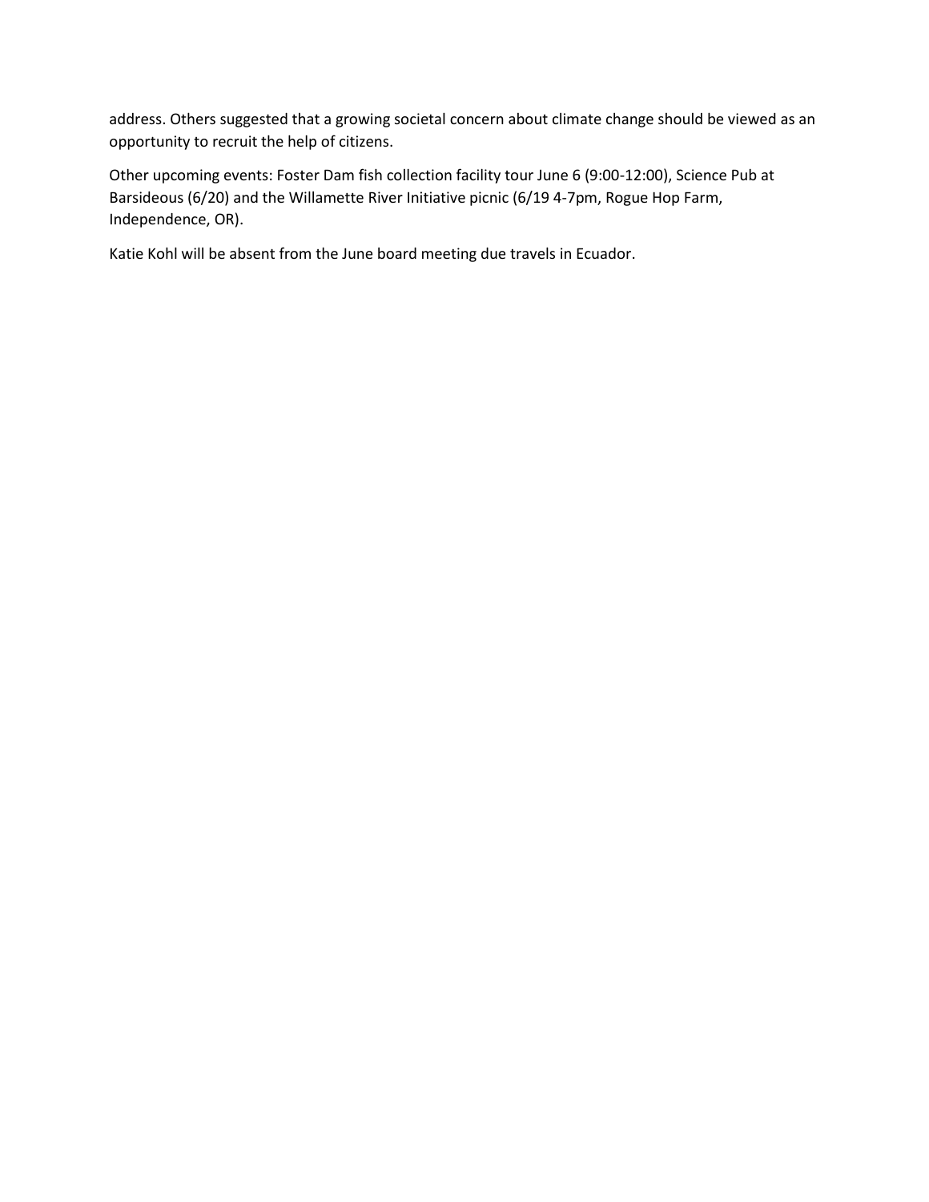address. Others suggested that a growing societal concern about climate change should be viewed as an opportunity to recruit the help of citizens.

Other upcoming events: Foster Dam fish collection facility tour June 6 (9:00-12:00), Science Pub at Barsideous (6/20) and the Willamette River Initiative picnic (6/19 4-7pm, Rogue Hop Farm, Independence, OR).

Katie Kohl will be absent from the June board meeting due travels in Ecuador.